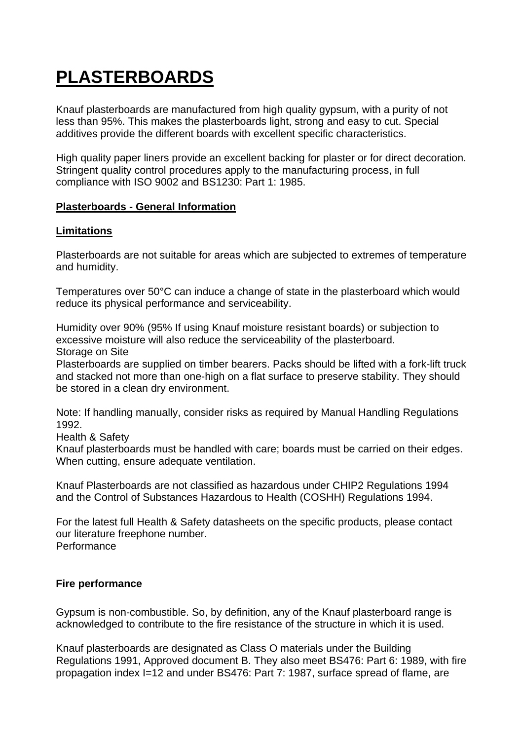# PLASTERBOARDS

Knauf plasterboards are manufactured from high quality gypsum, with a purity of not less than 95%. This makes the plasterboards light, strong and easy to cut. Special additives provide the different boards with excellent specific characteristics.

High quality paper liners provide an excellent backing for plaster or for direct decoration. Stringent quality control procedures apply to the manufacturing process, in full compliance with ISO 9002 and BS1230: Part 1: 1985.

## Plasterboards - General Information

### Limitations

Plasterboards are not suitable for areas which are subjected to extremes of temperature and humidity.

Temperatures over 50°C can induce a change of state in the plasterboard which would reduce its physical performance and serviceability.

Humidity over 90% (95% If using Knauf moisture resistant boards) or subjection to excessive moisture will also reduce the serviceability of the plasterboard.

Storage on Site

Plasterboards are supplied on timber bearers. Packs should be lifted with a fork-lift truck and stacked not more than one-high on a flat surface to preserve stability. They should be stored in a clean dry environment.

Note: If handling manually, consider risks as required by Manual Handling Regulations 1992.

Health & Safety

Knauf plasterboards must be handled with care; boards must be carried on their edges. When cutting, ensure adequate ventilation.

Knauf Plasterboards are not classified as hazardous under CHIP2 Regulations 1994 and the Control of Substances Hazardous to Health (COSHH) Regulations 1994.

For the latest full Health & Safety datasheets on the specific products, please contact our literature freephone number.

Performance

**Fire performance**

Gypsum is non-combustible. So, by definition, any of the Knauf plasterboard range is acknowledged to contribute to the fire resistance of the structure in which it is used.

Knauf plasterboards are designated as Class O materials under the Building Regulations 1991, Approved document B. They also meet BS476: Part 6: 1989, with fire propagation index I=12 and under BS476: Part 7: 1987, surface spread of flame, are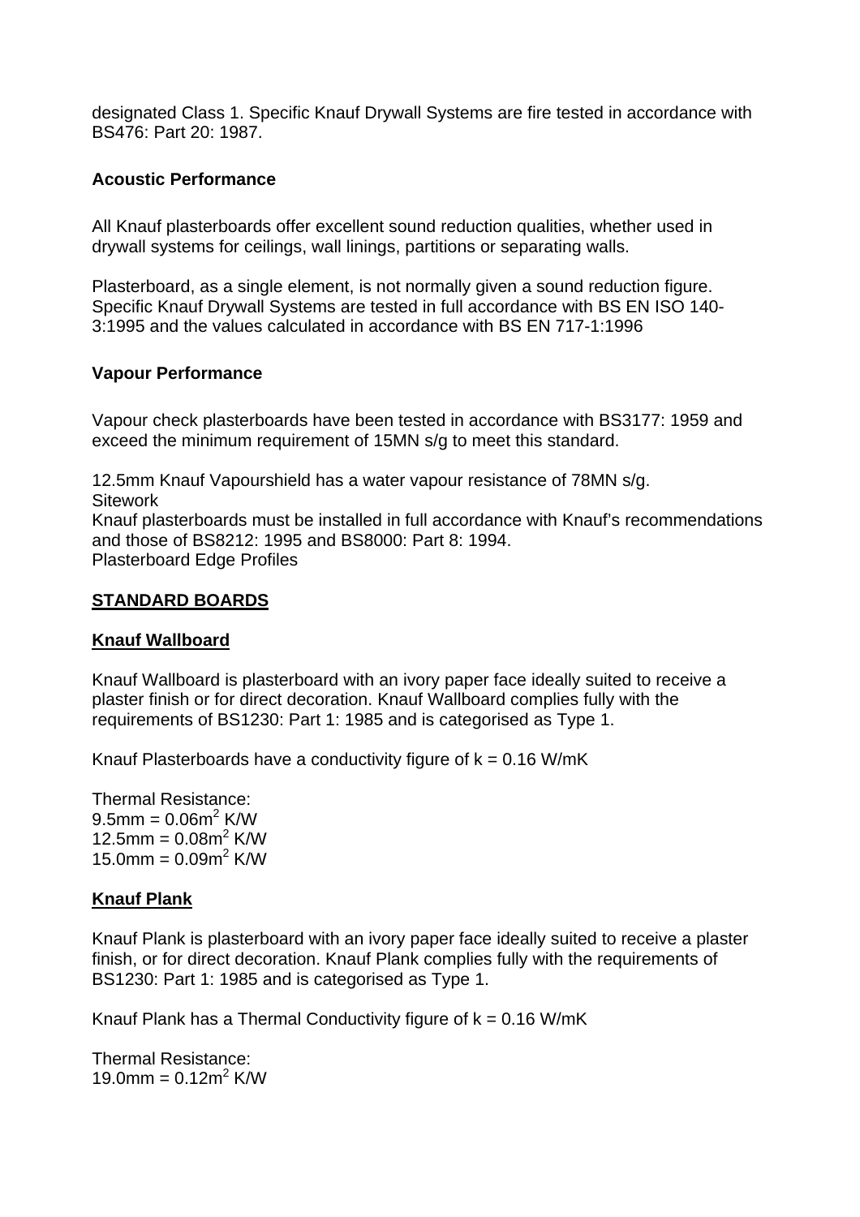designated Class 1. Specific Knauf Drywall Systems are fire tested in accordance with BS476: Part 20: 1987.

**Acoustic Performance**

All Knauf plasterboards offer excellent sound reduction qualities, whether used in drywall systems for ceilings, wall linings, partitions or separating walls.

Plasterboard, as a single element, is not normally given a sound reduction figure. Specific Knauf Drywall Systems are tested in full accordance with BS EN ISO 140-3:1995 and the values calculated in accordance with BS EN 717-1:1996

**Vapour Performance**

Vapour check plasterboards have been tested in accordance with BS3177: 1959 and exceed the minimum requirement of 15MN s/g to meet this standard.

12.5mm Knauf Vapourshield has a water vapour resistance of 78MN s/g.
Sitework
Knauf plasterboards must be installed in full accordance with Knauf's recommendations and those of BS8212: 1995 and BS8000: Part 8: 1994.
Plasterboard Edge Profiles

**STANDARD BOARDS**

**Knauf Wallboard**

Knauf Wallboard is plasterboard with an ivory paper face ideally suited to receive a plaster finish or for direct decoration. Knauf Wallboard complies fully with the requirements of BS1230: Part 1: 1985 and is categorised as Type 1.

Knauf Plasterboards have a conductivity figure of k = 0.16 W/mK

Thermal Resistance:
9.5mm = 0.06$m^2$ K/W
12.5mm = 0.08$m^2$ K/W
15.0mm = 0.09$m^2$ K/W

**Knauf Plank**

Knauf Plank is plasterboard with an ivory paper face ideally suited to receive a plaster finish, or for direct decoration. Knauf Plank complies fully with the requirements of BS1230: Part 1: 1985 and is categorised as Type 1.

Knauf Plank has a Thermal Conductivity figure of k = 0.16 W/mK

Thermal Resistance:
19.0mm = 0.12$m^2$ K/W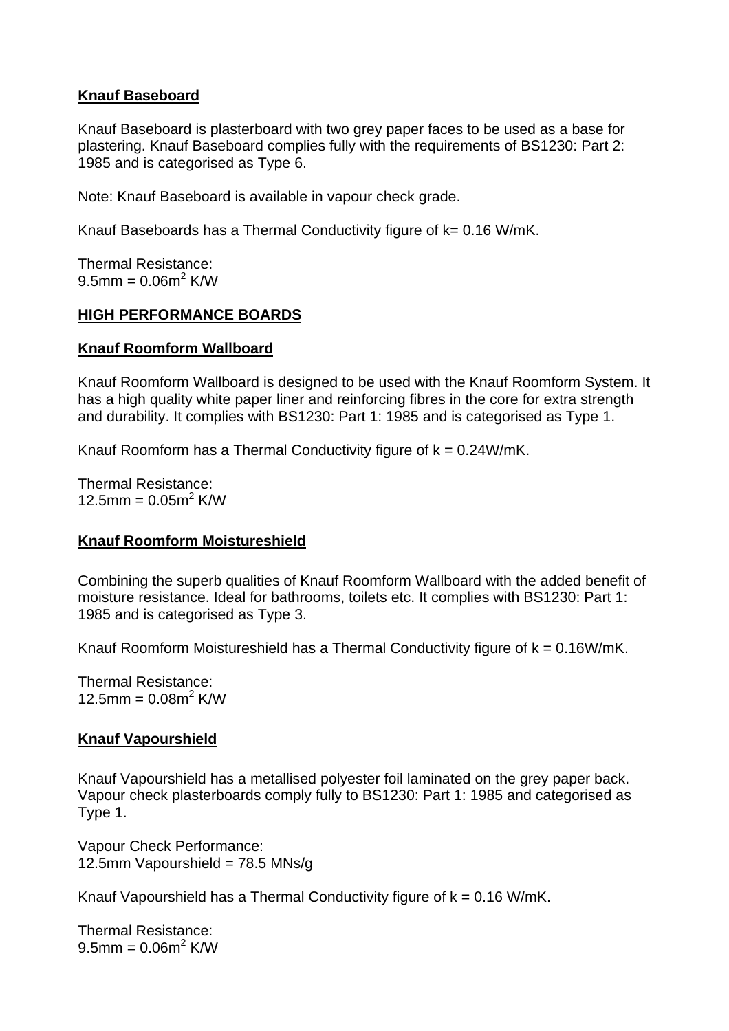**Knauf Baseboard**

Knauf Baseboard is plasterboard with two grey paper faces to be used as a base for plastering. Knauf Baseboard complies fully with the requirements of BS1230: Part 2: 1985 and is categorised as Type 6.

Note: Knauf Baseboard is available in vapour check grade.

Knauf Baseboards has a Thermal Conductivity figure of k= 0.16 W/mK.

Thermal Resistance:
9.5mm = 0.06m$^2$ K/W

**HIGH PERFORMANCE BOARDS**

**Knauf Roomform Wallboard**

Knauf Roomform Wallboard is designed to be used with the Knauf Roomform System. It has a high quality white paper liner and reinforcing fibres in the core for extra strength and durability. It complies with BS1230: Part 1: 1985 and is categorised as Type 1.

Knauf Roomform has a Thermal Conductivity figure of k = 0.24W/mK.

Thermal Resistance:
12.5mm = 0.05m$^2$ K/W

**Knauf Roomform Moistureshield**

Combining the superb qualities of Knauf Roomform Wallboard with the added benefit of moisture resistance. Ideal for bathrooms, toilets etc. It complies with BS1230: Part 1: 1985 and is categorised as Type 3.

Knauf Roomform Moistureshield has a Thermal Conductivity figure of k = 0.16W/mK.

Thermal Resistance:
12.5mm = 0.08m$^2$ K/W

**Knauf Vapourshield**

Knauf Vapourshield has a metallised polyester foil laminated on the grey paper back. Vapour check plasterboards comply fully to BS1230: Part 1: 1985 and categorised as Type 1.

Vapour Check Performance:
12.5mm Vapourshield = 78.5 MNs/g

Knauf Vapourshield has a Thermal Conductivity figure of k = 0.16 W/mK.

Thermal Resistance:
9.5mm = 0.06m$^2$ K/W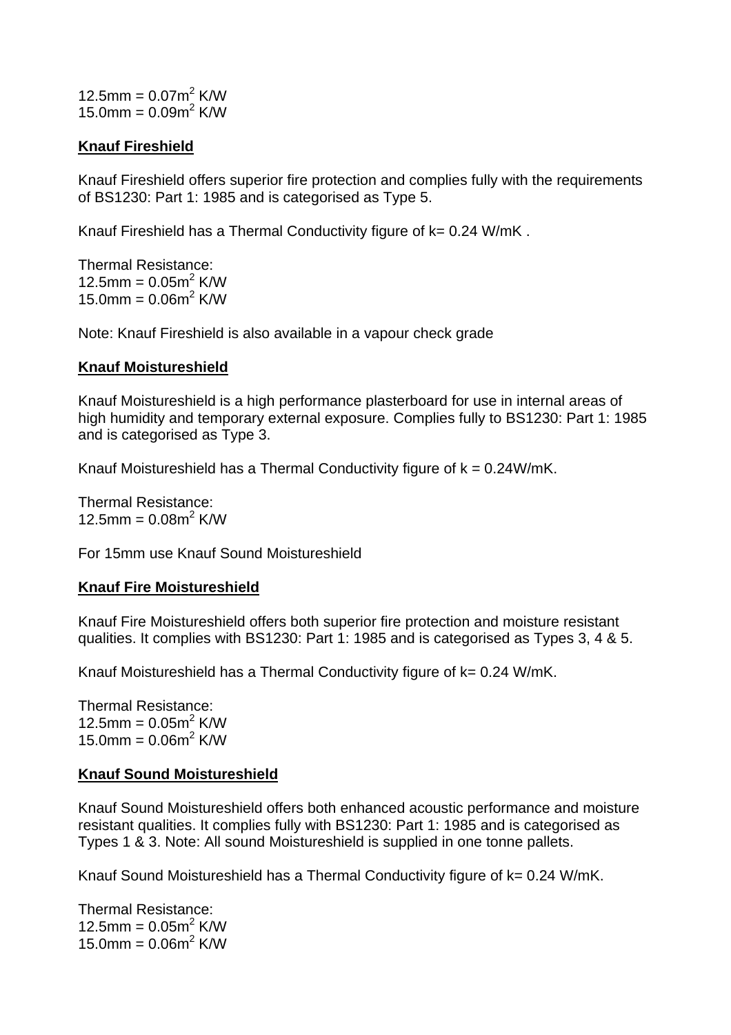12.5mm = $0.07m^2$ K/W
15.0mm = $0.09m^2$ K/W

**Knauf Fireshield**

Knauf Fireshield offers superior fire protection and complies fully with the requirements of BS1230: Part 1: 1985 and is categorised as Type 5.

Knauf Fireshield has a Thermal Conductivity figure of k= 0.24 W/mK .

Thermal Resistance:
12.5mm = $0.05m^2$ K/W
15.0mm = $0.06m^2$ K/W

Note: Knauf Fireshield is also available in a vapour check grade

**Knauf Moistureshield**

Knauf Moistureshield is a high performance plasterboard for use in internal areas of high humidity and temporary external exposure. Complies fully to BS1230: Part 1: 1985 and is categorised as Type 3.

Knauf Moistureshield has a Thermal Conductivity figure of k = 0.24W/mK.

Thermal Resistance:
12.5mm = $0.08m^2$ K/W

For 15mm use Knauf Sound Moistureshield

**Knauf Fire Moistureshield**

Knauf Fire Moistureshield offers both superior fire protection and moisture resistant qualities. It complies with BS1230: Part 1: 1985 and is categorised as Types 3, 4 & 5.

Knauf Moistureshield has a Thermal Conductivity figure of k= 0.24 W/mK.

Thermal Resistance:
12.5mm = $0.05m^2$ K/W
15.0mm = $0.06m^2$ K/W

**Knauf Sound Moistureshield**

Knauf Sound Moistureshield offers both enhanced acoustic performance and moisture resistant qualities. It complies fully with BS1230: Part 1: 1985 and is categorised as Types 1 & 3. Note: All sound Moistureshield is supplied in one tonne pallets.

Knauf Sound Moistureshield has a Thermal Conductivity figure of k= 0.24 W/mK.

Thermal Resistance:
12.5mm = $0.05m^2$ K/W
15.0mm = $0.06m^2$ K/W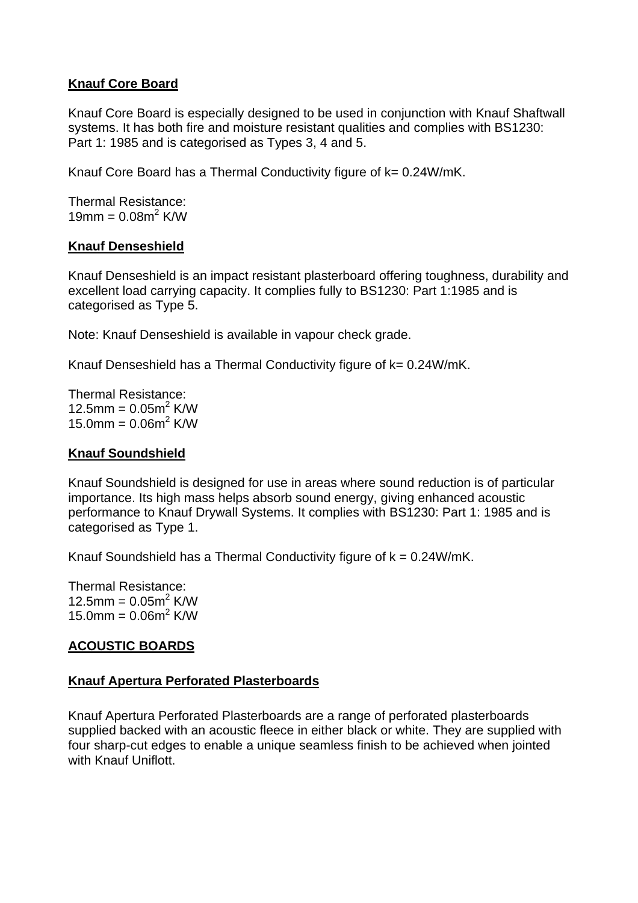**Knauf Core Board**

Knauf Core Board is especially designed to be used in conjunction with Knauf Shaftwall systems. It has both fire and moisture resistant qualities and complies with BS1230: Part 1: 1985 and is categorised as Types 3, 4 and 5.

Knauf Core Board has a Thermal Conductivity figure of k= 0.24W/mK.

Thermal Resistance:
19mm = 0.08m$^2$ K/W

**Knauf Denseshield**

Knauf Denseshield is an impact resistant plasterboard offering toughness, durability and excellent load carrying capacity. It complies fully to BS1230: Part 1:1985 and is categorised as Type 5.

Note: Knauf Denseshield is available in vapour check grade.

Knauf Denseshield has a Thermal Conductivity figure of k= 0.24W/mK.

Thermal Resistance:
12.5mm = 0.05m$^2$ K/W
15.0mm = 0.06m$^2$ K/W

**Knauf Soundshield**

Knauf Soundshield is designed for use in areas where sound reduction is of particular importance. Its high mass helps absorb sound energy, giving enhanced acoustic performance to Knauf Drywall Systems. It complies with BS1230: Part 1: 1985 and is categorised as Type 1.

Knauf Soundshield has a Thermal Conductivity figure of k = 0.24W/mK.

Thermal Resistance:
12.5mm = 0.05m$^2$ K/W
15.0mm = 0.06m$^2$ K/W

**ACOUSTIC BOARDS**

**Knauf Apertura Perforated Plasterboards**

Knauf Apertura Perforated Plasterboards are a range of perforated plasterboards supplied backed with an acoustic fleece in either black or white. They are supplied with four sharp-cut edges to enable a unique seamless finish to be achieved when jointed with Knauf Uniflott.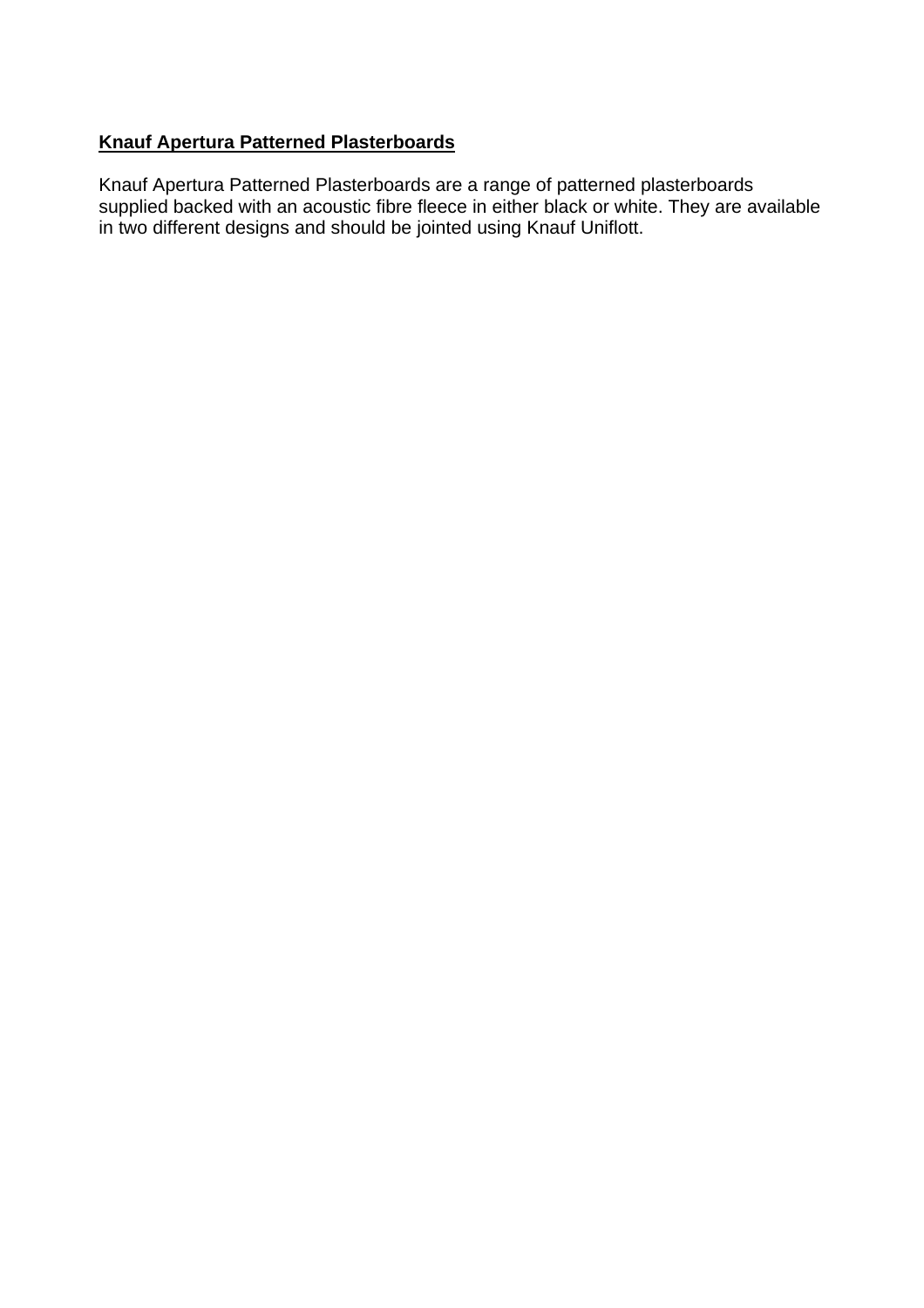**Knauf Apertura Patterned Plasterboards**

Knauf Apertura Patterned Plasterboards are a range of patterned plasterboards supplied backed with an acoustic fibre fleece in either black or white. They are available in two different designs and should be jointed using Knauf Uniflott.